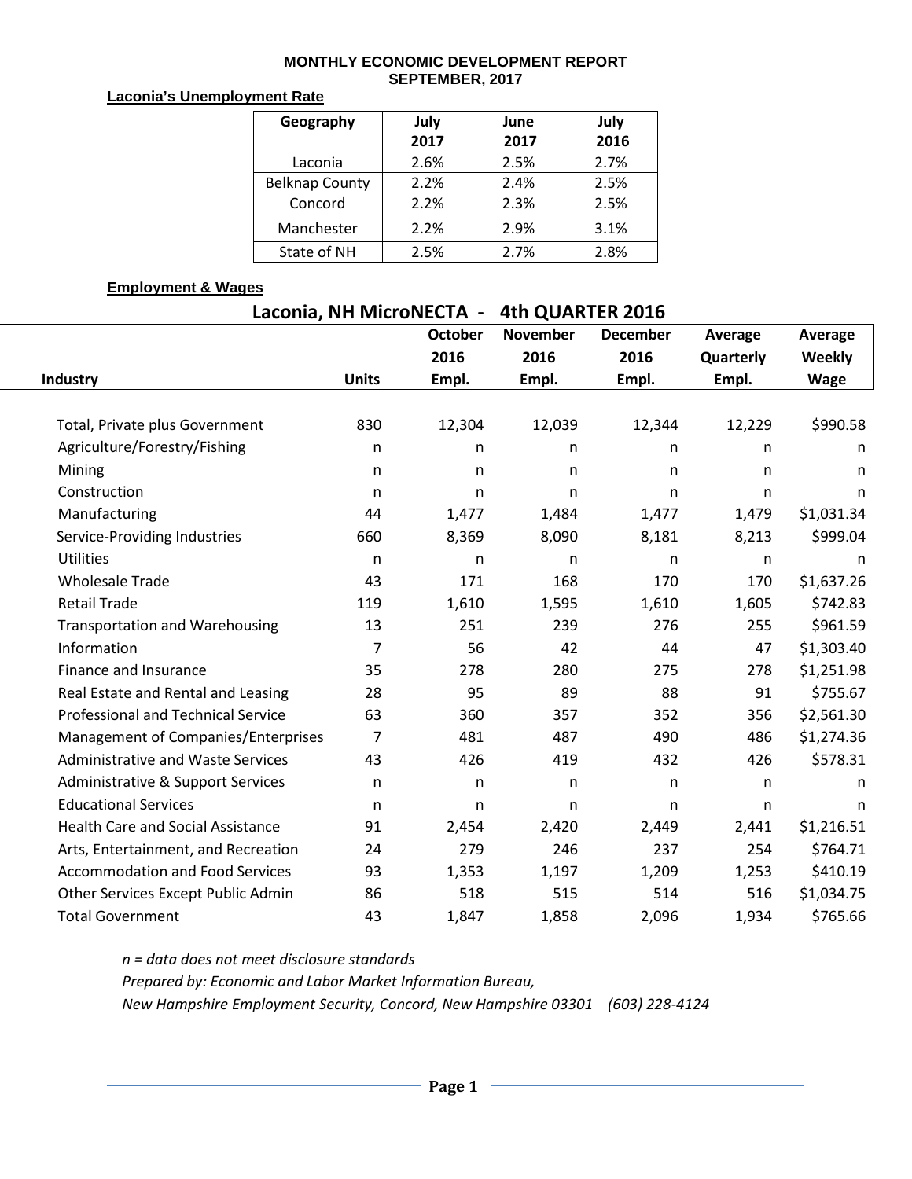# MONTHLY ECONOMIC DEVELOPMENT REPORT
## SEPTEMBER, 2017

**Laconia's Unemployment Rate**

| Geography | July 2017 | June 2017 | July 2016 |
|---|---|---|---|
| Laconia | 2.6% | 2.5% | 2.7% |
| Belknap County | 2.2% | 2.4% | 2.5% |
| Concord | 2.2% | 2.3% | 2.5% |
| Manchester | 2.2% | 2.9% | 3.1% |
| State of NH | 2.5% | 2.7% | 2.8% |

**Employment & Wages**

**Laconia, NH MicroNECTA - 4th QUARTER 2016**

| Industry | Units | October 2016 Empl. | November 2016 Empl. | December 2016 Empl. | Average Quarterly Empl. | Average Weekly Wage |
|---|---|---|---|---|---|---|
| Total, Private plus Government | 830 | 12,304 | 12,039 | 12,344 | 12,229 | $990.58 |
| Agriculture/Forestry/Fishing | n | n | n | n | n | n |
| Mining | n | n | n | n | n | n |
| Construction | n | n | n | n | n | n |
| Manufacturing | 44 | 1,477 | 1,484 | 1,477 | 1,479 | $1,031.34 |
| Service-Providing Industries | 660 | 8,369 | 8,090 | 8,181 | 8,213 | $999.04 |
| Utilities | n | n | n | n | n | n |
| Wholesale Trade | 43 | 171 | 168 | 170 | 170 | $1,637.26 |
| Retail Trade | 119 | 1,610 | 1,595 | 1,610 | 1,605 | $742.83 |
| Transportation and Warehousing | 13 | 251 | 239 | 276 | 255 | $961.59 |
| Information | 7 | 56 | 42 | 44 | 47 | $1,303.40 |
| Finance and Insurance | 35 | 278 | 280 | 275 | 278 | $1,251.98 |
| Real Estate and Rental and Leasing | 28 | 95 | 89 | 88 | 91 | $755.67 |
| Professional and Technical Service | 63 | 360 | 357 | 352 | 356 | $2,561.30 |
| Management of Companies/Enterprises | 7 | 481 | 487 | 490 | 486 | $1,274.36 |
| Administrative and Waste Services | 43 | 426 | 419 | 432 | 426 | $578.31 |
| Administrative & Support Services | n | n | n | n | n | n |
| Educational Services | n | n | n | n | n | n |
| Health Care and Social Assistance | 91 | 2,454 | 2,420 | 2,449 | 2,441 | $1,216.51 |
| Arts, Entertainment, and Recreation | 24 | 279 | 246 | 237 | 254 | $764.71 |
| Accommodation and Food Services | 93 | 1,353 | 1,197 | 1,209 | 1,253 | $410.19 |
| Other Services Except Public Admin | 86 | 518 | 515 | 514 | 516 | $1,034.75 |
| Total Government | 43 | 1,847 | 1,858 | 2,096 | 1,934 | $765.66 |

*n = data does not meet disclosure standards*

*Prepared by: Economic and Labor Market Information Bureau,*

*New Hampshire Employment Security, Concord, New Hampshire 03301 (603) 228-4124*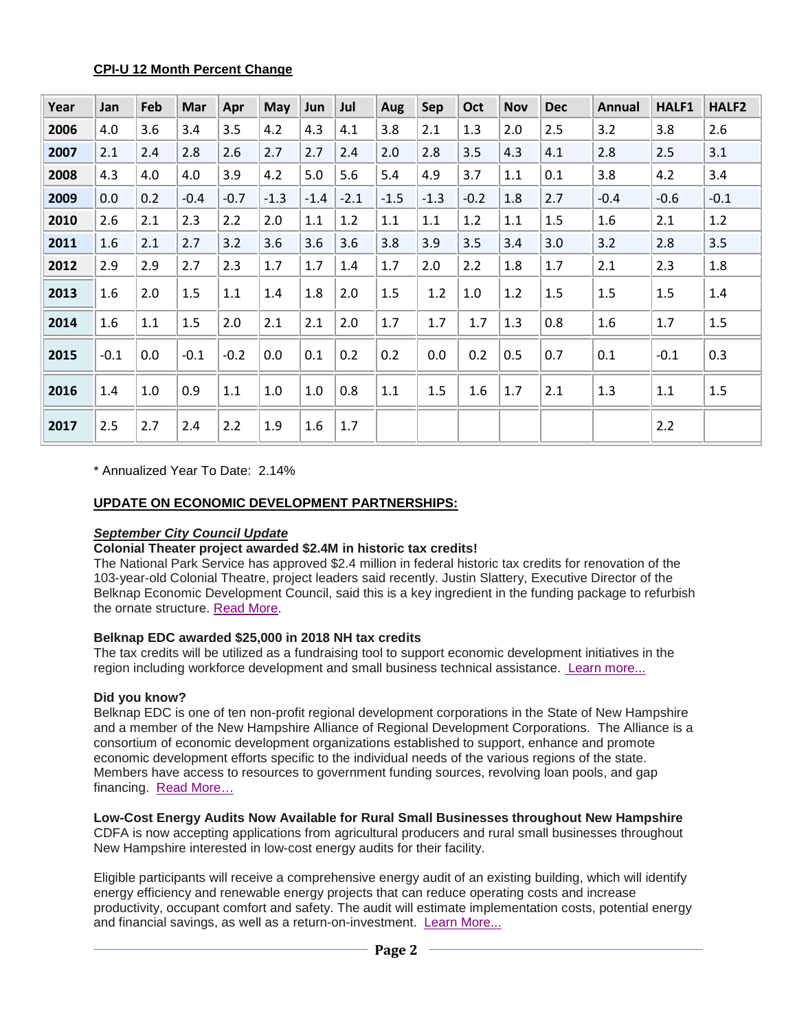**CPI-U 12 Month Percent Change**

| Year | Jan | Feb | Mar | Apr | May | Jun | Jul | Aug | Sep | Oct | Nov | Dec | Annual | HALF1 | HALF2 |
|---|---|---|---|---|---|---|---|---|---|---|---|---|---|---|---|
| 2006 | 4.0 | 3.6 | 3.4 | 3.5 | 4.2 | 4.3 | 4.1 | 3.8 | 2.1 | 1.3 | 2.0 | 2.5 | 3.2 | 3.8 | 2.6 |
| 2007 | 2.1 | 2.4 | 2.8 | 2.6 | 2.7 | 2.7 | 2.4 | 2.0 | 2.8 | 3.5 | 4.3 | 4.1 | 2.8 | 2.5 | 3.1 |
| 2008 | 4.3 | 4.0 | 4.0 | 3.9 | 4.2 | 5.0 | 5.6 | 5.4 | 4.9 | 3.7 | 1.1 | 0.1 | 3.8 | 4.2 | 3.4 |
| 2009 | 0.0 | 0.2 | -0.4 | -0.7 | -1.3 | -1.4 | -2.1 | -1.5 | -1.3 | -0.2 | 1.8 | 2.7 | -0.4 | -0.6 | -0.1 |
| 2010 | 2.6 | 2.1 | 2.3 | 2.2 | 2.0 | 1.1 | 1.2 | 1.1 | 1.1 | 1.2 | 1.1 | 1.5 | 1.6 | 2.1 | 1.2 |
| 2011 | 1.6 | 2.1 | 2.7 | 3.2 | 3.6 | 3.6 | 3.6 | 3.8 | 3.9 | 3.5 | 3.4 | 3.0 | 3.2 | 2.8 | 3.5 |
| 2012 | 2.9 | 2.9 | 2.7 | 2.3 | 1.7 | 1.7 | 1.4 | 1.7 | 2.0 | 2.2 | 1.8 | 1.7 | 2.1 | 2.3 | 1.8 |
| 2013 | 1.6 | 2.0 | 1.5 | 1.1 | 1.4 | 1.8 | 2.0 | 1.5 | 1.2 | 1.0 | 1.2 | 1.5 | 1.5 | 1.5 | 1.4 |
| 2014 | 1.6 | 1.1 | 1.5 | 2.0 | 2.1 | 2.1 | 2.0 | 1.7 | 1.7 | 1.7 | 1.3 | 0.8 | 1.6 | 1.7 | 1.5 |
| 2015 | -0.1 | 0.0 | -0.1 | -0.2 | 0.0 | 0.1 | 0.2 | 0.2 | 0.0 | 0.2 | 0.5 | 0.7 | 0.1 | -0.1 | 0.3 |
| 2016 | 1.4 | 1.0 | 0.9 | 1.1 | 1.0 | 1.0 | 0.8 | 1.1 | 1.5 | 1.6 | 1.7 | 2.1 | 1.3 | 1.1 | 1.5 |
| 2017 | 2.5 | 2.7 | 2.4 | 2.2 | 1.9 | 1.6 | 1.7 | | | | | | | 2.2 | |

* Annualized Year To Date: 2.14%

## UPDATE ON ECONOMIC DEVELOPMENT PARTNERSHIPS:

***September City Council Update***

**Colonial Theater project awarded $2.4M in historic tax credits!**

The National Park Service has approved $2.4 million in federal historic tax credits for renovation of the 103-year-old Colonial Theatre, project leaders said recently. Justin Slattery, Executive Director of the Belknap Economic Development Council, said this is a key ingredient in the funding package to refurbish the ornate structure. Read More.

**Belknap EDC awarded $25,000 in 2018 NH tax credits**

The tax credits will be utilized as a fundraising tool to support economic development initiatives in the region including workforce development and small business technical assistance. Learn more...

**Did you know?**

Belknap EDC is one of ten non-profit regional development corporations in the State of New Hampshire and a member of the New Hampshire Alliance of Regional Development Corporations. The Alliance is a consortium of economic development organizations established to support, enhance and promote economic development efforts specific to the individual needs of the various regions of the state. Members have access to resources to government funding sources, revolving loan pools, and gap financing. Read More…

**Low-Cost Energy Audits Now Available for Rural Small Businesses throughout New Hampshire**

CDFA is now accepting applications from agricultural producers and rural small businesses throughout New Hampshire interested in low-cost energy audits for their facility.

Eligible participants will receive a comprehensive energy audit of an existing building, which will identify energy efficiency and renewable energy projects that can reduce operating costs and increase productivity, occupant comfort and safety. The audit will estimate implementation costs, potential energy and financial savings, as well as a return-on-investment. Learn More...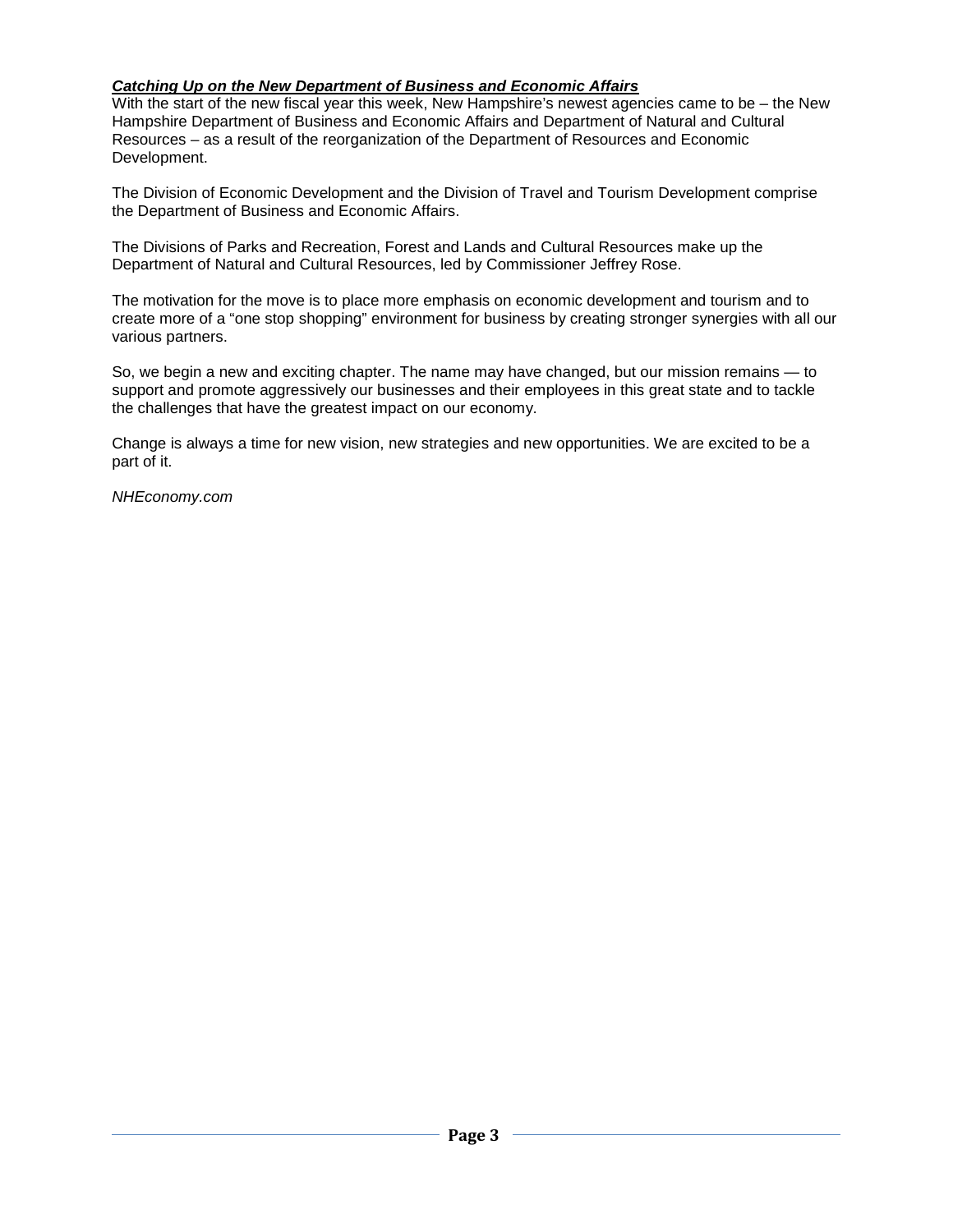***Catching Up on the New Department of Business and Economic Affairs***

With the start of the new fiscal year this week, New Hampshire's newest agencies came to be – the New Hampshire Department of Business and Economic Affairs and Department of Natural and Cultural Resources – as a result of the reorganization of the Department of Resources and Economic Development.

The Division of Economic Development and the Division of Travel and Tourism Development comprise the Department of Business and Economic Affairs.

The Divisions of Parks and Recreation, Forest and Lands and Cultural Resources make up the Department of Natural and Cultural Resources, led by Commissioner Jeffrey Rose.

The motivation for the move is to place more emphasis on economic development and tourism and to create more of a "one stop shopping" environment for business by creating stronger synergies with all our various partners.

So, we begin a new and exciting chapter. The name may have changed, but our mission remains — to support and promote aggressively our businesses and their employees in this great state and to tackle the challenges that have the greatest impact on our economy.

Change is always a time for new vision, new strategies and new opportunities. We are excited to be a part of it.

*NHEconomy.com*